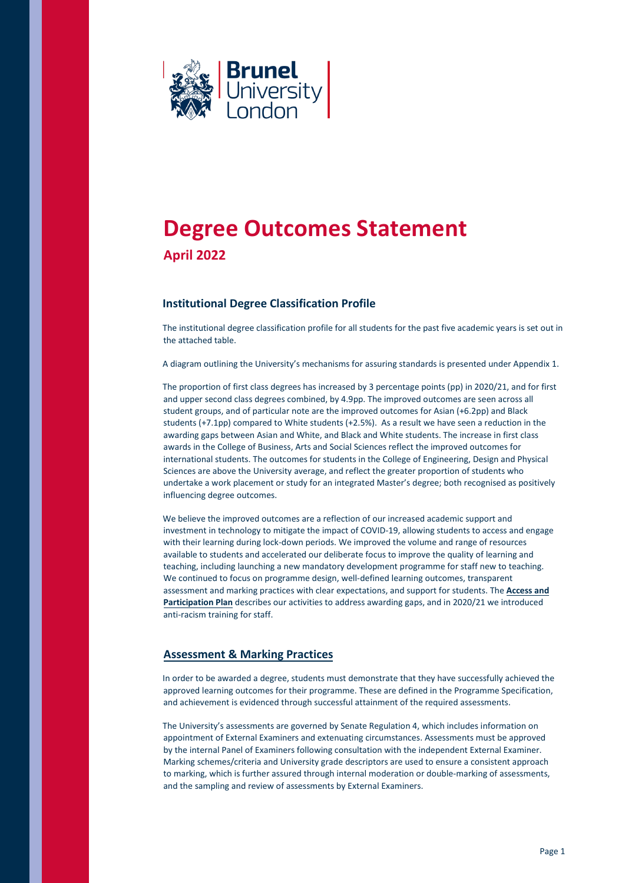# Degree Outcomes Statement

**April 2022**

## Institutional Degree Classification Profile

The institutional degree classification profile for all students for the past five academic years is set out in the attached table.

A diagram outlining the University's mechanisms for assuring standards is presented under Appendix 1.

The proportion of first class degrees has increased by 3 percentage points (pp) in 2020/21, and for first and upper second class degrees combined, by 4.9pp. The improved outcomes are seen across all student groups, and of particular note are the improved outcomes for Asian (+6.2pp) and Black students (+7.1pp) compared to White students (+2.5%). As a result we have seen a reduction in the awarding gaps between Asian and White, and Black and White students. The increase in first class awards in the College of Business, Arts and Social Sciences reflect the improved outcomes for international students. The outcomes for students in the College of Engineering, Design and Physical Sciences are above the University average, and reflect the greater proportion of students who undertake a work placement or study for an integrated Master's degree; both recognised as positively influencing degree outcomes.

We believe the improved outcomes are a reflection of our increased academic support and investment in technology to mitigate the impact of COVID-19, allowing students to access and engage with their learning during lock-down periods. We improved the volume and range of resources available to students and accelerated our deliberate focus to improve the quality of learning and teaching, including launching a new mandatory development programme for staff new to teaching. We continued to focus on programme design, well-defined learning outcomes, transparent assessment and marking practices with clear expectations, and support for students. The **Access and Participation Plan** describes our activities to address awarding gaps, and in 2020/21 we introduced anti-racism training for staff.

## Assessment & Marking Practices

In order to be awarded a degree, students must demonstrate that they have successfully achieved the approved learning outcomes for their programme. These are defined in the Programme Specification, and achievement is evidenced through successful attainment of the required assessments.

The University's assessments are governed by Senate Regulation 4, which includes information on appointment of External Examiners and extenuating circumstances. Assessments must be approved by the internal Panel of Examiners following consultation with the independent External Examiner. Marking schemes/criteria and University grade descriptors are used to ensure a consistent approach to marking, which is further assured through internal moderation or double-marking of assessments, and the sampling and review of assessments by External Examiners.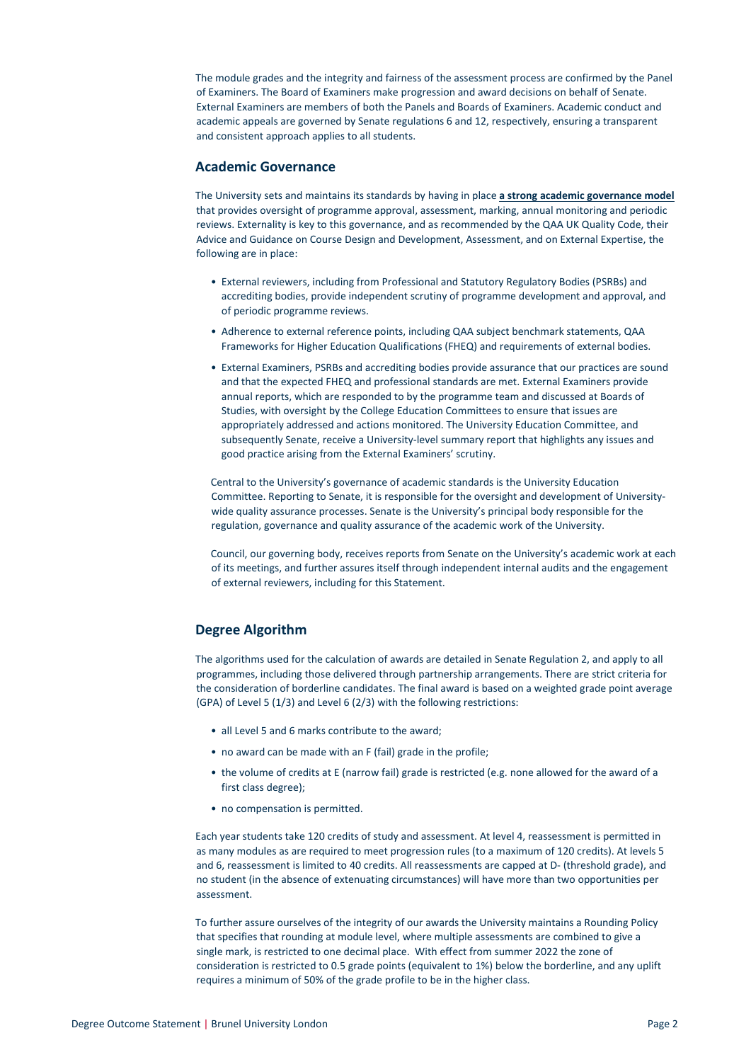The module grades and the integrity and fairness of the assessment process are confirmed by the Panel of Examiners. The Board of Examiners make progression and award decisions on behalf of Senate. External Examiners are members of both the Panels and Boards of Examiners. Academic conduct and academic appeals are governed by Senate regulations 6 and 12, respectively, ensuring a transparent and consistent approach applies to all students.

## Academic Governance

The University sets and maintains its standards by having in place **a strong academic governance model** that provides oversight of programme approval, assessment, marking, annual monitoring and periodic reviews. Externality is key to this governance, and as recommended by the QAA UK Quality Code, their Advice and Guidance on Course Design and Development, Assessment, and on External Expertise, the following are in place:

- External reviewers, including from Professional and Statutory Regulatory Bodies (PSRBs) and accrediting bodies, provide independent scrutiny of programme development and approval, and of periodic programme reviews.
- Adherence to external reference points, including QAA subject benchmark statements, QAA Frameworks for Higher Education Qualifications (FHEQ) and requirements of external bodies.
- External Examiners, PSRBs and accrediting bodies provide assurance that our practices are sound and that the expected FHEQ and professional standards are met. External Examiners provide annual reports, which are responded to by the programme team and discussed at Boards of Studies, with oversight by the College Education Committees to ensure that issues are appropriately addressed and actions monitored. The University Education Committee, and subsequently Senate, receive a University-level summary report that highlights any issues and good practice arising from the External Examiners' scrutiny.

Central to the University's governance of academic standards is the University Education Committee. Reporting to Senate, it is responsible for the oversight and development of University-wide quality assurance processes. Senate is the University's principal body responsible for the regulation, governance and quality assurance of the academic work of the University.

Council, our governing body, receives reports from Senate on the University's academic work at each of its meetings, and further assures itself through independent internal audits and the engagement of external reviewers, including for this Statement.

## Degree Algorithm

The algorithms used for the calculation of awards are detailed in Senate Regulation 2, and apply to all programmes, including those delivered through partnership arrangements. There are strict criteria for the consideration of borderline candidates. The final award is based on a weighted grade point average (GPA) of Level 5 (1/3) and Level 6 (2/3) with the following restrictions:

- all Level 5 and 6 marks contribute to the award;
- no award can be made with an F (fail) grade in the profile;
- the volume of credits at E (narrow fail) grade is restricted (e.g. none allowed for the award of a first class degree);
- no compensation is permitted.

Each year students take 120 credits of study and assessment. At level 4, reassessment is permitted in as many modules as are required to meet progression rules (to a maximum of 120 credits). At levels 5 and 6, reassessment is limited to 40 credits. All reassessments are capped at D- (threshold grade), and no student (in the absence of extenuating circumstances) will have more than two opportunities per assessment.

To further assure ourselves of the integrity of our awards the University maintains a Rounding Policy that specifies that rounding at module level, where multiple assessments are combined to give a single mark, is restricted to one decimal place. With effect from summer 2022 the zone of consideration is restricted to 0.5 grade points (equivalent to 1%) below the borderline, and any uplift requires a minimum of 50% of the grade profile to be in the higher class.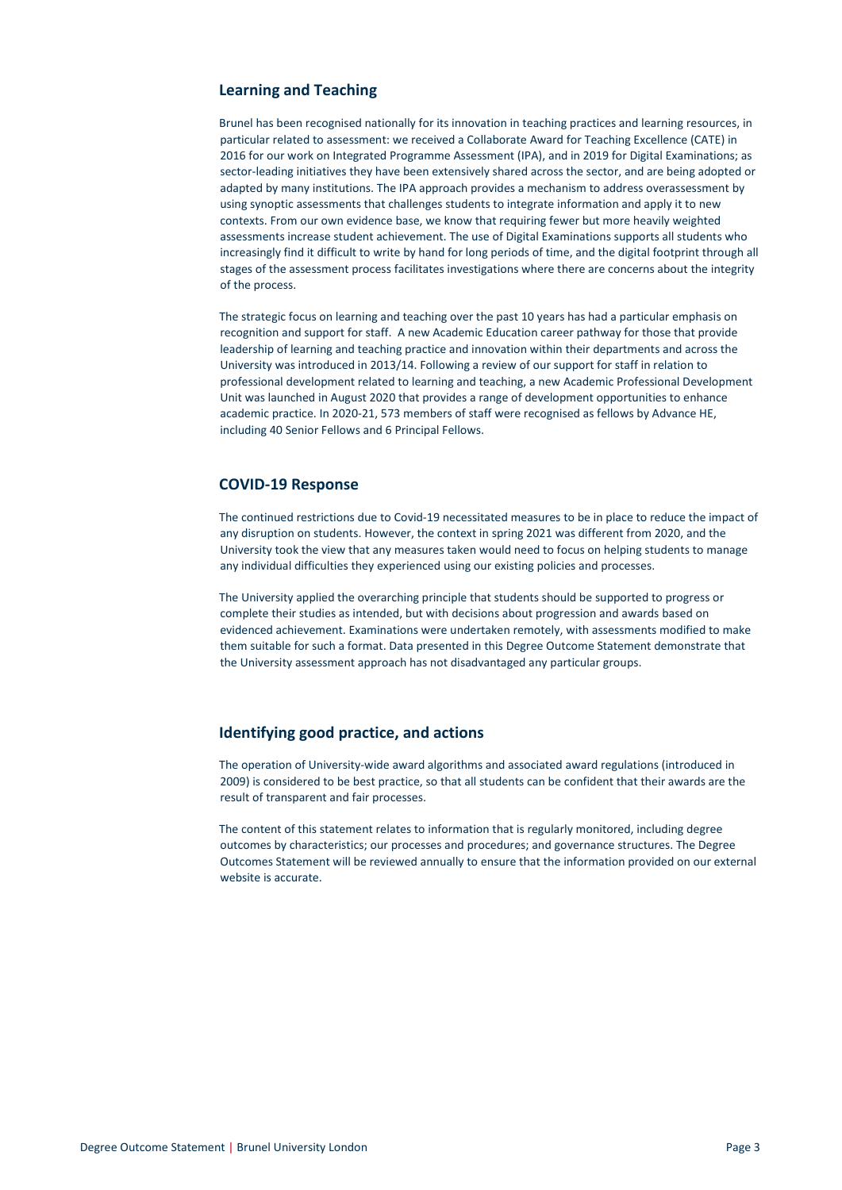## Learning and Teaching

Brunel has been recognised nationally for its innovation in teaching practices and learning resources, in particular related to assessment: we received a Collaborate Award for Teaching Excellence (CATE) in 2016 for our work on Integrated Programme Assessment (IPA), and in 2019 for Digital Examinations; as sector-leading initiatives they have been extensively shared across the sector, and are being adopted or adapted by many institutions. The IPA approach provides a mechanism to address overassessment by using synoptic assessments that challenges students to integrate information and apply it to new contexts. From our own evidence base, we know that requiring fewer but more heavily weighted assessments increase student achievement. The use of Digital Examinations supports all students who increasingly find it difficult to write by hand for long periods of time, and the digital footprint through all stages of the assessment process facilitates investigations where there are concerns about the integrity of the process.

The strategic focus on learning and teaching over the past 10 years has had a particular emphasis on recognition and support for staff. A new Academic Education career pathway for those that provide leadership of learning and teaching practice and innovation within their departments and across the University was introduced in 2013/14. Following a review of our support for staff in relation to professional development related to learning and teaching, a new Academic Professional Development Unit was launched in August 2020 that provides a range of development opportunities to enhance academic practice. In 2020-21, 573 members of staff were recognised as fellows by Advance HE, including 40 Senior Fellows and 6 Principal Fellows.

## COVID-19 Response

The continued restrictions due to Covid-19 necessitated measures to be in place to reduce the impact of any disruption on students. However, the context in spring 2021 was different from 2020, and the University took the view that any measures taken would need to focus on helping students to manage any individual difficulties they experienced using our existing policies and processes.

The University applied the overarching principle that students should be supported to progress or complete their studies as intended, but with decisions about progression and awards based on evidenced achievement. Examinations were undertaken remotely, with assessments modified to make them suitable for such a format. Data presented in this Degree Outcome Statement demonstrate that the University assessment approach has not disadvantaged any particular groups.

## Identifying good practice, and actions

The operation of University-wide award algorithms and associated award regulations (introduced in 2009) is considered to be best practice, so that all students can be confident that their awards are the result of transparent and fair processes.

The content of this statement relates to information that is regularly monitored, including degree outcomes by characteristics; our processes and procedures; and governance structures. The Degree Outcomes Statement will be reviewed annually to ensure that the information provided on our external website is accurate.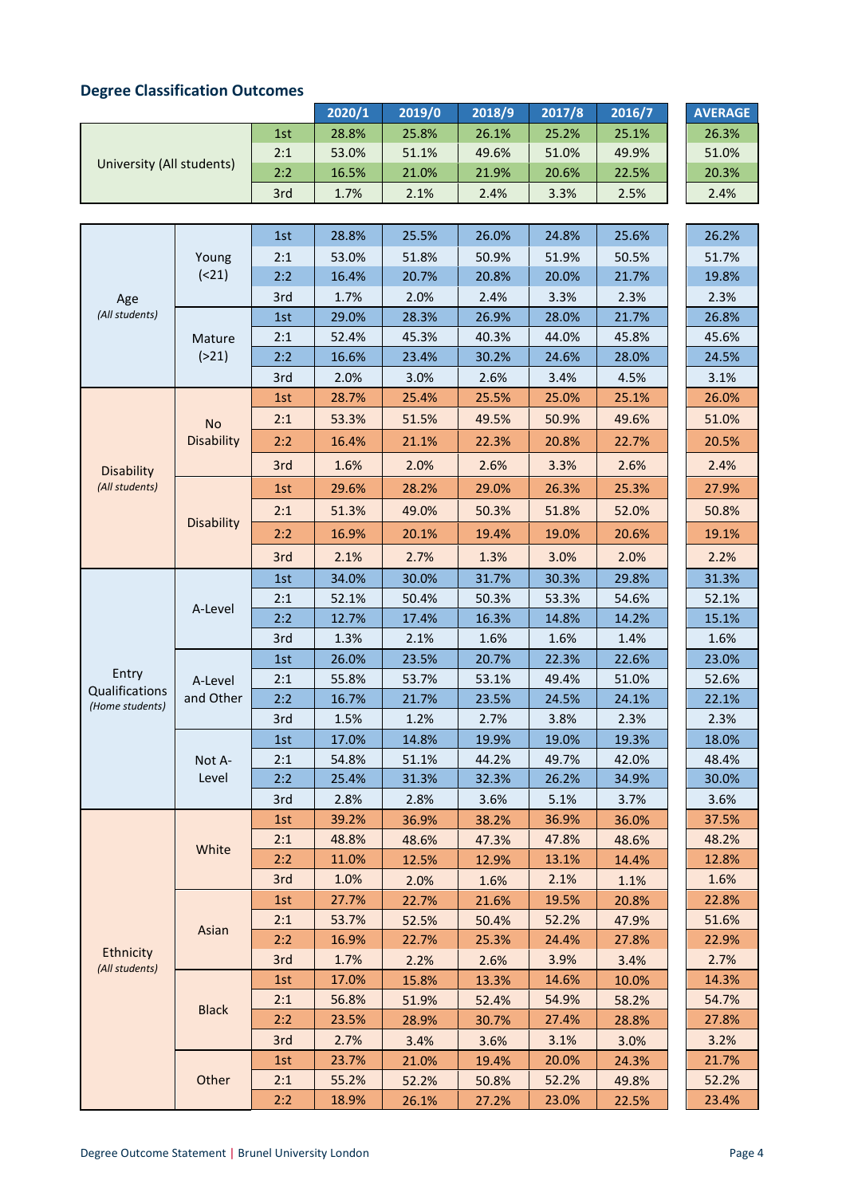### Degree Classification Outcomes

| | | | 2020/1 | 2019/0 | 2018/9 | 2017/8 | 2016/7 | AVERAGE |
|---|---|---|---|---|---|---|---|---|
| University (All students) | | 1st | 28.8% | 25.8% | 26.1% | 25.2% | 25.1% | 26.3% |
| | | 2:1 | 53.0% | 51.1% | 49.6% | 51.0% | 49.9% | 51.0% |
| | | 2:2 | 16.5% | 21.0% | 21.9% | 20.6% | 22.5% | 20.3% |
| | | 3rd | 1.7% | 2.1% | 2.4% | 3.3% | 2.5% | 2.4% |
| Age *(All students)* | Young (<21) | 1st | 28.8% | 25.5% | 26.0% | 24.8% | 25.6% | 26.2% |
| | | 2:1 | 53.0% | 51.8% | 50.9% | 51.9% | 50.5% | 51.7% |
| | | 2:2 | 16.4% | 20.7% | 20.8% | 20.0% | 21.7% | 19.8% |
| | | 3rd | 1.7% | 2.0% | 2.4% | 3.3% | 2.3% | 2.3% |
| | Mature (>21) | 1st | 29.0% | 28.3% | 26.9% | 28.0% | 21.7% | 26.8% |
| | | 2:1 | 52.4% | 45.3% | 40.3% | 44.0% | 45.8% | 45.6% |
| | | 2:2 | 16.6% | 23.4% | 30.2% | 24.6% | 28.0% | 24.5% |
| | | 3rd | 2.0% | 3.0% | 2.6% | 3.4% | 4.5% | 3.1% |
| Disability *(All students)* | No Disability | 1st | 28.7% | 25.4% | 25.5% | 25.0% | 25.1% | 26.0% |
| | | 2:1 | 53.3% | 51.5% | 49.5% | 50.9% | 49.6% | 51.0% |
| | | 2:2 | 16.4% | 21.1% | 22.3% | 20.8% | 22.7% | 20.5% |
| | | 3rd | 1.6% | 2.0% | 2.6% | 3.3% | 2.6% | 2.4% |
| | Disability | 1st | 29.6% | 28.2% | 29.0% | 26.3% | 25.3% | 27.9% |
| | | 2:1 | 51.3% | 49.0% | 50.3% | 51.8% | 52.0% | 50.8% |
| | | 2:2 | 16.9% | 20.1% | 19.4% | 19.0% | 20.6% | 19.1% |
| | | 3rd | 2.1% | 2.7% | 1.3% | 3.0% | 2.0% | 2.2% |
| Entry Qualifications *(Home students)* | A-Level | 1st | 34.0% | 30.0% | 31.7% | 30.3% | 29.8% | 31.3% |
| | | 2:1 | 52.1% | 50.4% | 50.3% | 53.3% | 54.6% | 52.1% |
| | | 2:2 | 12.7% | 17.4% | 16.3% | 14.8% | 14.2% | 15.1% |
| | | 3rd | 1.3% | 2.1% | 1.6% | 1.6% | 1.4% | 1.6% |
| | A-Level and Other | 1st | 26.0% | 23.5% | 20.7% | 22.3% | 22.6% | 23.0% |
| | | 2:1 | 55.8% | 53.7% | 53.1% | 49.4% | 51.0% | 52.6% |
| | | 2:2 | 16.7% | 21.7% | 23.5% | 24.5% | 24.1% | 22.1% |
| | | 3rd | 1.5% | 1.2% | 2.7% | 3.8% | 2.3% | 2.3% |
| | Not A-Level | 1st | 17.0% | 14.8% | 19.9% | 19.0% | 19.3% | 18.0% |
| | | 2:1 | 54.8% | 51.1% | 44.2% | 49.7% | 42.0% | 48.4% |
| | | 2:2 | 25.4% | 31.3% | 32.3% | 26.2% | 34.9% | 30.0% |
| | | 3rd | 2.8% | 2.8% | 3.6% | 5.1% | 3.7% | 3.6% |
| Ethnicity *(All students)* | White | 1st | 39.2% | 36.9% | 38.2% | 36.9% | 36.0% | 37.5% |
| | | 2:1 | 48.8% | 48.6% | 47.3% | 47.8% | 48.6% | 48.2% |
| | | 2:2 | 11.0% | 12.5% | 12.9% | 13.1% | 14.4% | 12.8% |
| | | 3rd | 1.0% | 2.0% | 1.6% | 2.1% | 1.1% | 1.6% |
| | Asian | 1st | 27.7% | 22.7% | 21.6% | 19.5% | 20.8% | 22.8% |
| | | 2:1 | 53.7% | 52.5% | 50.4% | 52.2% | 47.9% | 51.6% |
| | | 2:2 | 16.9% | 22.7% | 25.3% | 24.4% | 27.8% | 22.9% |
| | | 3rd | 1.7% | 2.2% | 2.6% | 3.9% | 3.4% | 2.7% |
| | Black | 1st | 17.0% | 15.8% | 13.3% | 14.6% | 10.0% | 14.3% |
| | | 2:1 | 56.8% | 51.9% | 52.4% | 54.9% | 58.2% | 54.7% |
| | | 2:2 | 23.5% | 28.9% | 30.7% | 27.4% | 28.8% | 27.8% |
| | | 3rd | 2.7% | 3.4% | 3.6% | 3.1% | 3.0% | 3.2% |
| | Other | 1st | 23.7% | 21.0% | 19.4% | 20.0% | 24.3% | 21.7% |
| | | 2:1 | 55.2% | 52.2% | 50.8% | 52.2% | 49.8% | 52.2% |
| | | 2:2 | 18.9% | 26.1% | 27.2% | 23.0% | 22.5% | 23.4% |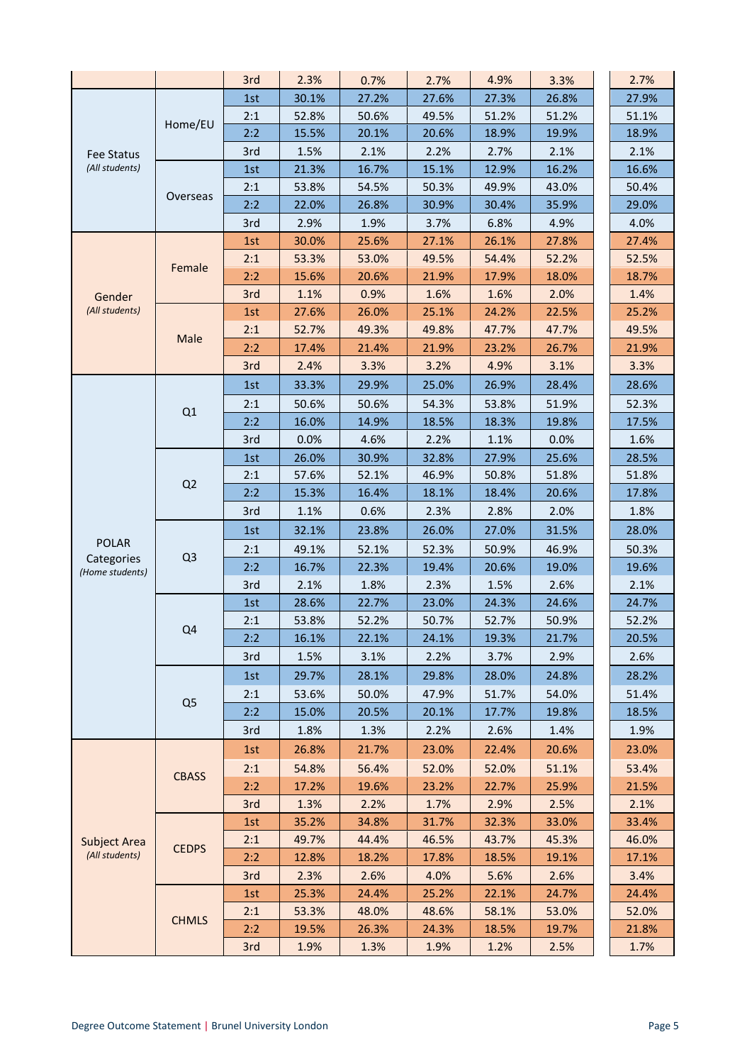| | | | | | | | | |
|---|---|---|---|---|---|---|---|---|
| | | 3rd | 2.3% | 0.7% | 2.7% | 4.9% | 3.3% | 2.7% |
| Fee Status *(All students)* | Home/EU | 1st | 30.1% | 27.2% | 27.6% | 27.3% | 26.8% | 27.9% |
| | | 2:1 | 52.8% | 50.6% | 49.5% | 51.2% | 51.2% | 51.1% |
| | | 2:2 | 15.5% | 20.1% | 20.6% | 18.9% | 19.9% | 18.9% |
| | | 3rd | 1.5% | 2.1% | 2.2% | 2.7% | 2.1% | 2.1% |
| | Overseas | 1st | 21.3% | 16.7% | 15.1% | 12.9% | 16.2% | 16.6% |
| | | 2:1 | 53.8% | 54.5% | 50.3% | 49.9% | 43.0% | 50.4% |
| | | 2:2 | 22.0% | 26.8% | 30.9% | 30.4% | 35.9% | 29.0% |
| | | 3rd | 2.9% | 1.9% | 3.7% | 6.8% | 4.9% | 4.0% |
| Gender *(All students)* | Female | 1st | 30.0% | 25.6% | 27.1% | 26.1% | 27.8% | 27.4% |
| | | 2:1 | 53.3% | 53.0% | 49.5% | 54.4% | 52.2% | 52.5% |
| | | 2:2 | 15.6% | 20.6% | 21.9% | 17.9% | 18.0% | 18.7% |
| | | 3rd | 1.1% | 0.9% | 1.6% | 1.6% | 2.0% | 1.4% |
| | Male | 1st | 27.6% | 26.0% | 25.1% | 24.2% | 22.5% | 25.2% |
| | | 2:1 | 52.7% | 49.3% | 49.8% | 47.7% | 47.7% | 49.5% |
| | | 2:2 | 17.4% | 21.4% | 21.9% | 23.2% | 26.7% | 21.9% |
| | | 3rd | 2.4% | 3.3% | 3.2% | 4.9% | 3.1% | 3.3% |
| POLAR Categories *(Home students)* | Q1 | 1st | 33.3% | 29.9% | 25.0% | 26.9% | 28.4% | 28.6% |
| | | 2:1 | 50.6% | 50.6% | 54.3% | 53.8% | 51.9% | 52.3% |
| | | 2:2 | 16.0% | 14.9% | 18.5% | 18.3% | 19.8% | 17.5% |
| | | 3rd | 0.0% | 4.6% | 2.2% | 1.1% | 0.0% | 1.6% |
| | Q2 | 1st | 26.0% | 30.9% | 32.8% | 27.9% | 25.6% | 28.5% |
| | | 2:1 | 57.6% | 52.1% | 46.9% | 50.8% | 51.8% | 51.8% |
| | | 2:2 | 15.3% | 16.4% | 18.1% | 18.4% | 20.6% | 17.8% |
| | | 3rd | 1.1% | 0.6% | 2.3% | 2.8% | 2.0% | 1.8% |
| | Q3 | 1st | 32.1% | 23.8% | 26.0% | 27.0% | 31.5% | 28.0% |
| | | 2:1 | 49.1% | 52.1% | 52.3% | 50.9% | 46.9% | 50.3% |
| | | 2:2 | 16.7% | 22.3% | 19.4% | 20.6% | 19.0% | 19.6% |
| | | 3rd | 2.1% | 1.8% | 2.3% | 1.5% | 2.6% | 2.1% |
| | Q4 | 1st | 28.6% | 22.7% | 23.0% | 24.3% | 24.6% | 24.7% |
| | | 2:1 | 53.8% | 52.2% | 50.7% | 52.7% | 50.9% | 52.2% |
| | | 2:2 | 16.1% | 22.1% | 24.1% | 19.3% | 21.7% | 20.5% |
| | | 3rd | 1.5% | 3.1% | 2.2% | 3.7% | 2.9% | 2.6% |
| | Q5 | 1st | 29.7% | 28.1% | 29.8% | 28.0% | 24.8% | 28.2% |
| | | 2:1 | 53.6% | 50.0% | 47.9% | 51.7% | 54.0% | 51.4% |
| | | 2:2 | 15.0% | 20.5% | 20.1% | 17.7% | 19.8% | 18.5% |
| | | 3rd | 1.8% | 1.3% | 2.2% | 2.6% | 1.4% | 1.9% |
| Subject Area *(All students)* | CBASS | 1st | 26.8% | 21.7% | 23.0% | 22.4% | 20.6% | 23.0% |
| | | 2:1 | 54.8% | 56.4% | 52.0% | 52.0% | 51.1% | 53.4% |
| | | 2:2 | 17.2% | 19.6% | 23.2% | 22.7% | 25.9% | 21.5% |
| | | 3rd | 1.3% | 2.2% | 1.7% | 2.9% | 2.5% | 2.1% |
| | CEDPS | 1st | 35.2% | 34.8% | 31.7% | 32.3% | 33.0% | 33.4% |
| | | 2:1 | 49.7% | 44.4% | 46.5% | 43.7% | 45.3% | 46.0% |
| | | 2:2 | 12.8% | 18.2% | 17.8% | 18.5% | 19.1% | 17.1% |
| | | 3rd | 2.3% | 2.6% | 4.0% | 5.6% | 2.6% | 3.4% |
| | CHMLS | 1st | 25.3% | 24.4% | 25.2% | 22.1% | 24.7% | 24.4% |
| | | 2:1 | 53.3% | 48.0% | 48.6% | 58.1% | 53.0% | 52.0% |
| | | 2:2 | 19.5% | 26.3% | 24.3% | 18.5% | 19.7% | 21.8% |
| | | 3rd | 1.9% | 1.3% | 1.9% | 1.2% | 2.5% | 1.7% |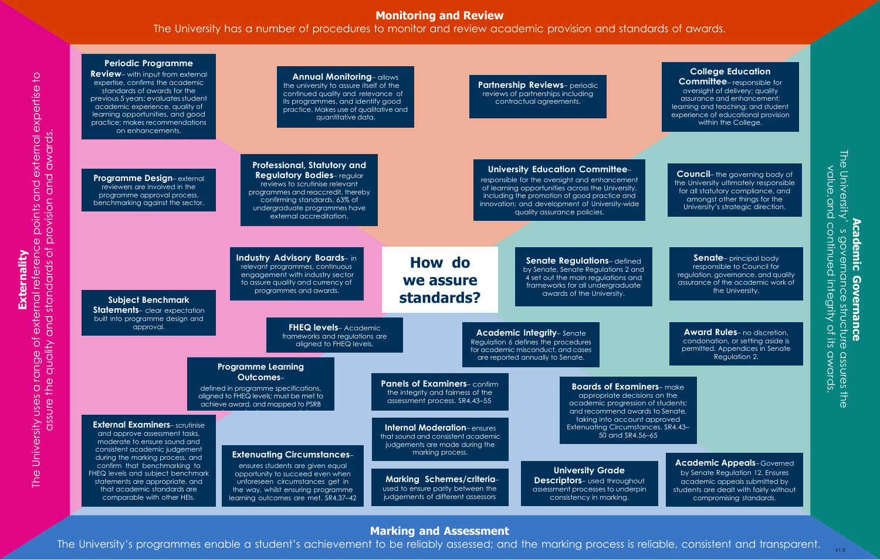## Monitoring and Review

The University has a number of procedures to monitor and review academic provision and standards of awards.

**Periodic Programme Review**– with input from external expertise, confirms the academic standards of awards for the previous 5 years; evaluates student academic experience, quality of learning opportunities, and good practice; makes recommendations on enhancements.

**Annual Monitoring**– allows the university to assure itself of the continued quality and relevance of its programmes, and identify good practice. Makes use of qualitative and quantitative data.

**Partnership Reviews**– periodic reviews of partnerships including contractual agreements.

**College Education Committee**– responsible for oversight of delivery; quality assurance and enhancement; learning and teaching; and student experience of educational provision within the College.

**Programme Design**– external reviewers are involved in the programme approval process, benchmarking against the sector.

**Professional, Statutory and Regulatory Bodies**– regular reviews to scrutinise relevant programmes and reaccredit, thereby confirming standards. 63% of undergraduate programmes have external accreditation.

**University Education Committee**– responsible for the oversight and enhancement of learning opportunities across the University, including the promotion of good practice and innovation; and development of University-wide quality assurance policies.

**Council**– the governing body of the University ultimately responsible for all statutory compliance, and amongst other things for the University's strategic direction.

## Externality

The University uses a range of external reference points and external expertise to assure the quality and standards of provision and awards.

**Industry Advisory Boards**– in relevant programmes, continuous engagement with industry sector to assure quality and currency of programmes and awards.

# How do we assure standards?

**Senate Regulations**– defined by Senate. Senate Regulations 2 and 4 set out the main regulations and frameworks for all undergraduate awards of the University.

**Senate**– principal body responsible to Council for regulation, governance, and quality assurance of the academic work of the University.

## Academic Governance

The University's governance structure assures the value, and continued integrity of its awards.

**Subject Benchmark Statements**– clear expectation built into programme design and approval.

**FHEQ levels**– Academic frameworks and regulations are aligned to FHEQ levels.

**Academic Integrity**– Senate Regulation 6 defines the procedures for academic misconduct, and cases are reported annually to Senate.

**Award Rules**– no discretion, condonation, or setting aside is permitted. Appendices in Senate Regulation 2.

**Programme Learning Outcomes**– defined in programme specifications, aligned to FHEQ levels; must be met to achieve award, and mapped to PSRB

**Panels of Examiners**– confirm the integrity and fairness of the assessment process. SR4.43–55

**Boards of Examiners**– make appropriate decisions on the academic progression of students; and recommend awards to Senate, taking into account approved Extenuating Circumstances. SR4.43–50 and SR4.56–65

**External Examiners**– scrutinise and approve assessment tasks, moderate to ensure sound and consistent academic judgement during the marking process, and confirm that benchmarking to FHEQ levels and subject benchmark statements are appropriate, and that academic standards are comparable with other HEIs.

**Internal Moderation**– ensures that sound and consistent academic judgements are made during the marking process.

**Extenuating Circumstances**– ensures students are given equal opportunity to succeed even when unforeseen circumstances get in the way, whilst ensuring programme learning outcomes are met. SR4.37–42

**Marking Schemes/criteria**– used to ensure parity between the judgements of different assessors

**University Grade Descriptors**– used throughout assessment processes to underpin consistency in marking.

**Academic Appeals**– Governed by Senate Regulation 12. Ensures academic appeals submitted by students are dealt with fairly without compromising standards.

## Marking and Assessment

The University's programmes enable a student's achievement to be reliably assessed; and the marking process is reliable, consistent and transparent.

V1.0